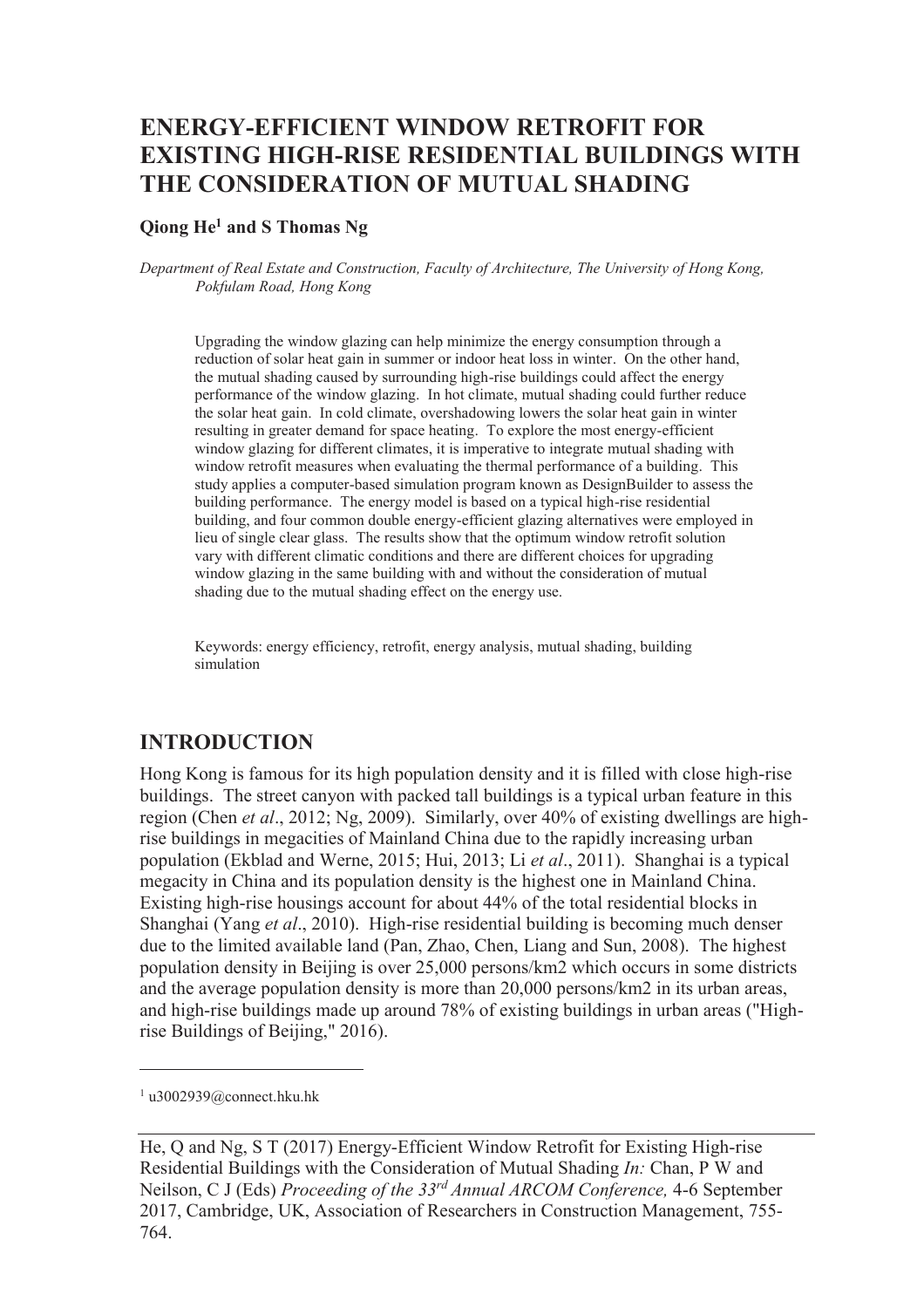# ENERGY-EFFICIENT WINDOW RETROFIT FOR EXISTING HIGH-RISE RESIDENTIAL BUILDINGS WITH THE CONSIDERATION OF MUTUAL SHADING

**Qiong He[1] and S Thomas Ng**

*Department of Real Estate and Construction, Faculty of Architecture, The University of Hong Kong, Pokfulam Road, Hong Kong*

Upgrading the window glazing can help minimize the energy consumption through a reduction of solar heat gain in summer or indoor heat loss in winter. On the other hand, the mutual shading caused by surrounding high-rise buildings could affect the energy performance of the window glazing. In hot climate, mutual shading could further reduce the solar heat gain. In cold climate, overshadowing lowers the solar heat gain in winter resulting in greater demand for space heating. To explore the most energy-efficient window glazing for different climates, it is imperative to integrate mutual shading with window retrofit measures when evaluating the thermal performance of a building. This study applies a computer-based simulation program known as DesignBuilder to assess the building performance. The energy model is based on a typical high-rise residential building, and four common double energy-efficient glazing alternatives were employed in lieu of single clear glass. The results show that the optimum window retrofit solution vary with different climatic conditions and there are different choices for upgrading window glazing in the same building with and without the consideration of mutual shading due to the mutual shading effect on the energy use.

Keywords: energy efficiency, retrofit, energy analysis, mutual shading, building simulation

## INTRODUCTION

Hong Kong is famous for its high population density and it is filled with close high-rise buildings. The street canyon with packed tall buildings is a typical urban feature in this region (Chen *et al*., 2012; Ng, 2009). Similarly, over 40% of existing dwellings are high-rise buildings in megacities of Mainland China due to the rapidly increasing urban population (Ekblad and Werne, 2015; Hui, 2013; Li *et al*., 2011). Shanghai is a typical megacity in China and its population density is the highest one in Mainland China. Existing high-rise housings account for about 44% of the total residential blocks in Shanghai (Yang *et al*., 2010). High-rise residential building is becoming much denser due to the limited available land (Pan, Zhao, Chen, Liang and Sun, 2008). The highest population density in Beijing is over 25,000 persons/km2 which occurs in some districts and the average population density is more than 20,000 persons/km2 in its urban areas, and high-rise buildings made up around 78% of existing buildings in urban areas ("High-rise Buildings of Beijing," 2016).

[1] u3002939@connect.hku.hk

He, Q and Ng, S T (2017) Energy-Efficient Window Retrofit for Existing High-rise Residential Buildings with the Consideration of Mutual Shading *In:* Chan, P W and Neilson, C J (Eds) *Proceeding of the 33rd Annual ARCOM Conference,* 4-6 September 2017, Cambridge, UK, Association of Researchers in Construction Management, 755-764.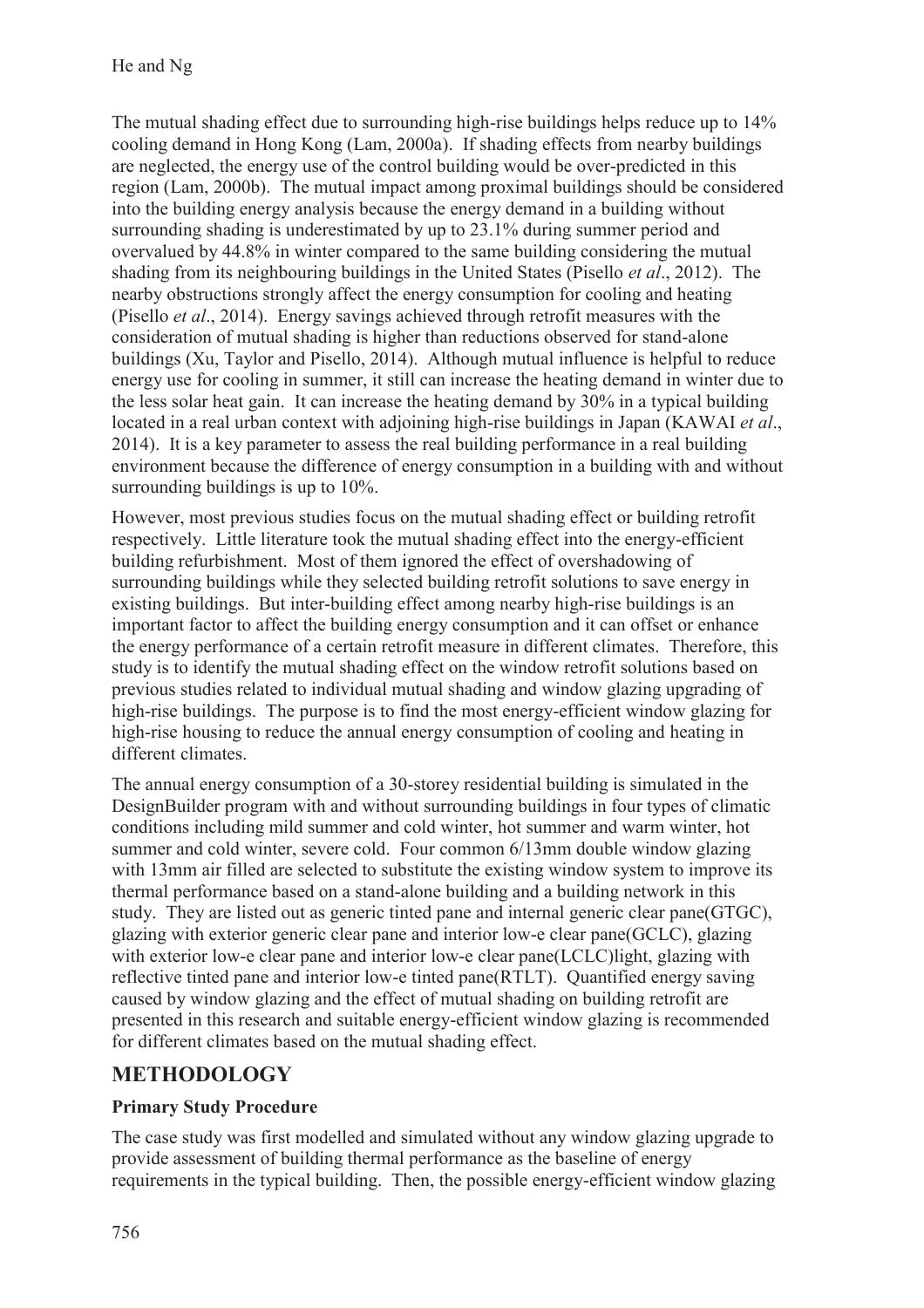The mutual shading effect due to surrounding high-rise buildings helps reduce up to 14% cooling demand in Hong Kong (Lam, 2000a). If shading effects from nearby buildings are neglected, the energy use of the control building would be over-predicted in this region (Lam, 2000b). The mutual impact among proximal buildings should be considered into the building energy analysis because the energy demand in a building without surrounding shading is underestimated by up to 23.1% during summer period and overvalued by 44.8% in winter compared to the same building considering the mutual shading from its neighbouring buildings in the United States (Pisello *et al*., 2012). The nearby obstructions strongly affect the energy consumption for cooling and heating (Pisello *et al*., 2014). Energy savings achieved through retrofit measures with the consideration of mutual shading is higher than reductions observed for stand-alone buildings (Xu, Taylor and Pisello, 2014). Although mutual influence is helpful to reduce energy use for cooling in summer, it still can increase the heating demand in winter due to the less solar heat gain. It can increase the heating demand by 30% in a typical building located in a real urban context with adjoining high-rise buildings in Japan (KAWAI *et al*., 2014). It is a key parameter to assess the real building performance in a real building environment because the difference of energy consumption in a building with and without surrounding buildings is up to 10%.

However, most previous studies focus on the mutual shading effect or building retrofit respectively. Little literature took the mutual shading effect into the energy-efficient building refurbishment. Most of them ignored the effect of overshadowing of surrounding buildings while they selected building retrofit solutions to save energy in existing buildings. But inter-building effect among nearby high-rise buildings is an important factor to affect the building energy consumption and it can offset or enhance the energy performance of a certain retrofit measure in different climates. Therefore, this study is to identify the mutual shading effect on the window retrofit solutions based on previous studies related to individual mutual shading and window glazing upgrading of high-rise buildings. The purpose is to find the most energy-efficient window glazing for high-rise housing to reduce the annual energy consumption of cooling and heating in different climates.

The annual energy consumption of a 30-storey residential building is simulated in the DesignBuilder program with and without surrounding buildings in four types of climatic conditions including mild summer and cold winter, hot summer and warm winter, hot summer and cold winter, severe cold. Four common 6/13mm double window glazing with 13mm air filled are selected to substitute the existing window system to improve its thermal performance based on a stand-alone building and a building network in this study. They are listed out as generic tinted pane and internal generic clear pane(GTGC), glazing with exterior generic clear pane and interior low-e clear pane(GCLC), glazing with exterior low-e clear pane and interior low-e clear pane(LCLC)light, glazing with reflective tinted pane and interior low-e tinted pane(RTLT). Quantified energy saving caused by window glazing and the effect of mutual shading on building retrofit are presented in this research and suitable energy-efficient window glazing is recommended for different climates based on the mutual shading effect.

## METHODOLOGY

### Primary Study Procedure

The case study was first modelled and simulated without any window glazing upgrade to provide assessment of building thermal performance as the baseline of energy requirements in the typical building. Then, the possible energy-efficient window glazing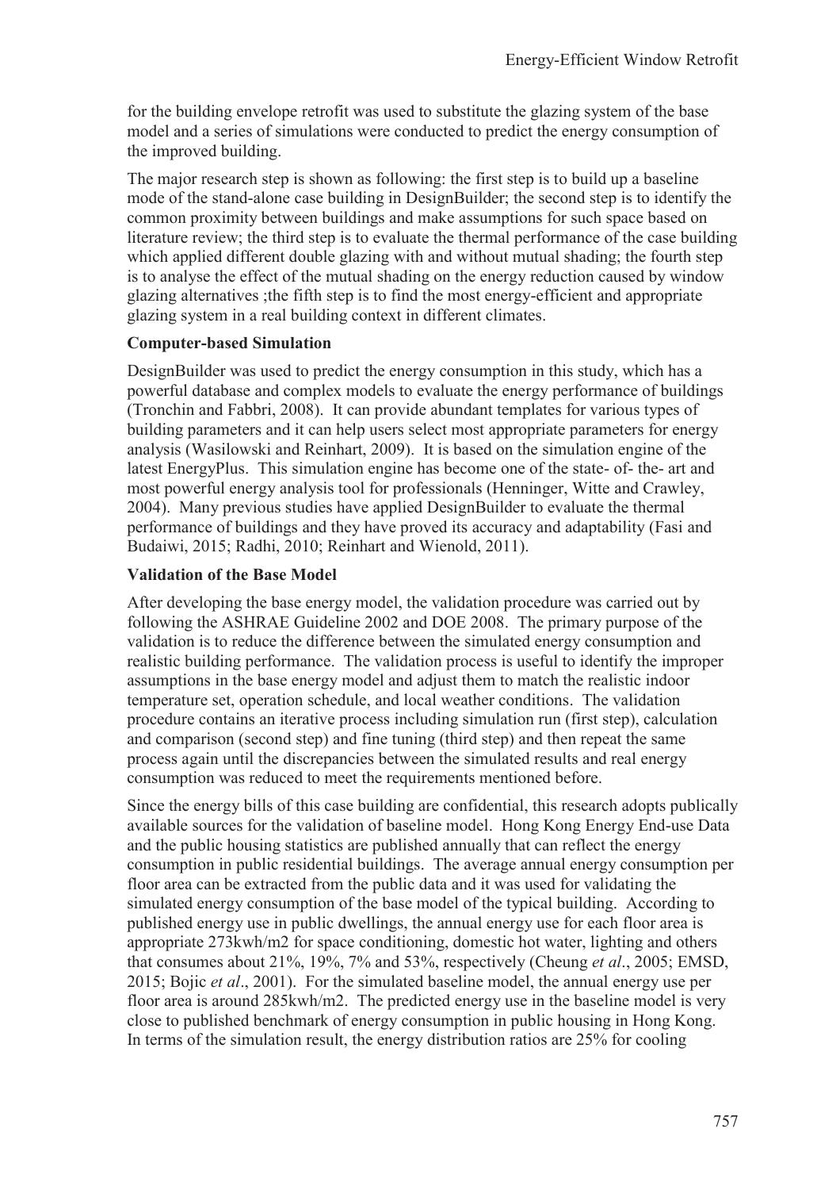for the building envelope retrofit was used to substitute the glazing system of the base model and a series of simulations were conducted to predict the energy consumption of the improved building.

The major research step is shown as following: the first step is to build up a baseline mode of the stand-alone case building in DesignBuilder; the second step is to identify the common proximity between buildings and make assumptions for such space based on literature review; the third step is to evaluate the thermal performance of the case building which applied different double glazing with and without mutual shading; the fourth step is to analyse the effect of the mutual shading on the energy reduction caused by window glazing alternatives ;the fifth step is to find the most energy-efficient and appropriate glazing system in a real building context in different climates.

**Computer-based Simulation**

DesignBuilder was used to predict the energy consumption in this study, which has a powerful database and complex models to evaluate the energy performance of buildings (Tronchin and Fabbri, 2008). It can provide abundant templates for various types of building parameters and it can help users select most appropriate parameters for energy analysis (Wasilowski and Reinhart, 2009). It is based on the simulation engine of the latest EnergyPlus. This simulation engine has become one of the state- of- the- art and most powerful energy analysis tool for professionals (Henninger, Witte and Crawley, 2004). Many previous studies have applied DesignBuilder to evaluate the thermal performance of buildings and they have proved its accuracy and adaptability (Fasi and Budaiwi, 2015; Radhi, 2010; Reinhart and Wienold, 2011).

**Validation of the Base Model**

After developing the base energy model, the validation procedure was carried out by following the ASHRAE Guideline 2002 and DOE 2008. The primary purpose of the validation is to reduce the difference between the simulated energy consumption and realistic building performance. The validation process is useful to identify the improper assumptions in the base energy model and adjust them to match the realistic indoor temperature set, operation schedule, and local weather conditions. The validation procedure contains an iterative process including simulation run (first step), calculation and comparison (second step) and fine tuning (third step) and then repeat the same process again until the discrepancies between the simulated results and real energy consumption was reduced to meet the requirements mentioned before.

Since the energy bills of this case building are confidential, this research adopts publically available sources for the validation of baseline model. Hong Kong Energy End-use Data and the public housing statistics are published annually that can reflect the energy consumption in public residential buildings. The average annual energy consumption per floor area can be extracted from the public data and it was used for validating the simulated energy consumption of the base model of the typical building. According to published energy use in public dwellings, the annual energy use for each floor area is appropriate 273kwh/m2 for space conditioning, domestic hot water, lighting and others that consumes about 21%, 19%, 7% and 53%, respectively (Cheung *et al*., 2005; EMSD, 2015; Bojic *et al*., 2001). For the simulated baseline model, the annual energy use per floor area is around 285kwh/m2. The predicted energy use in the baseline model is very close to published benchmark of energy consumption in public housing in Hong Kong. In terms of the simulation result, the energy distribution ratios are 25% for cooling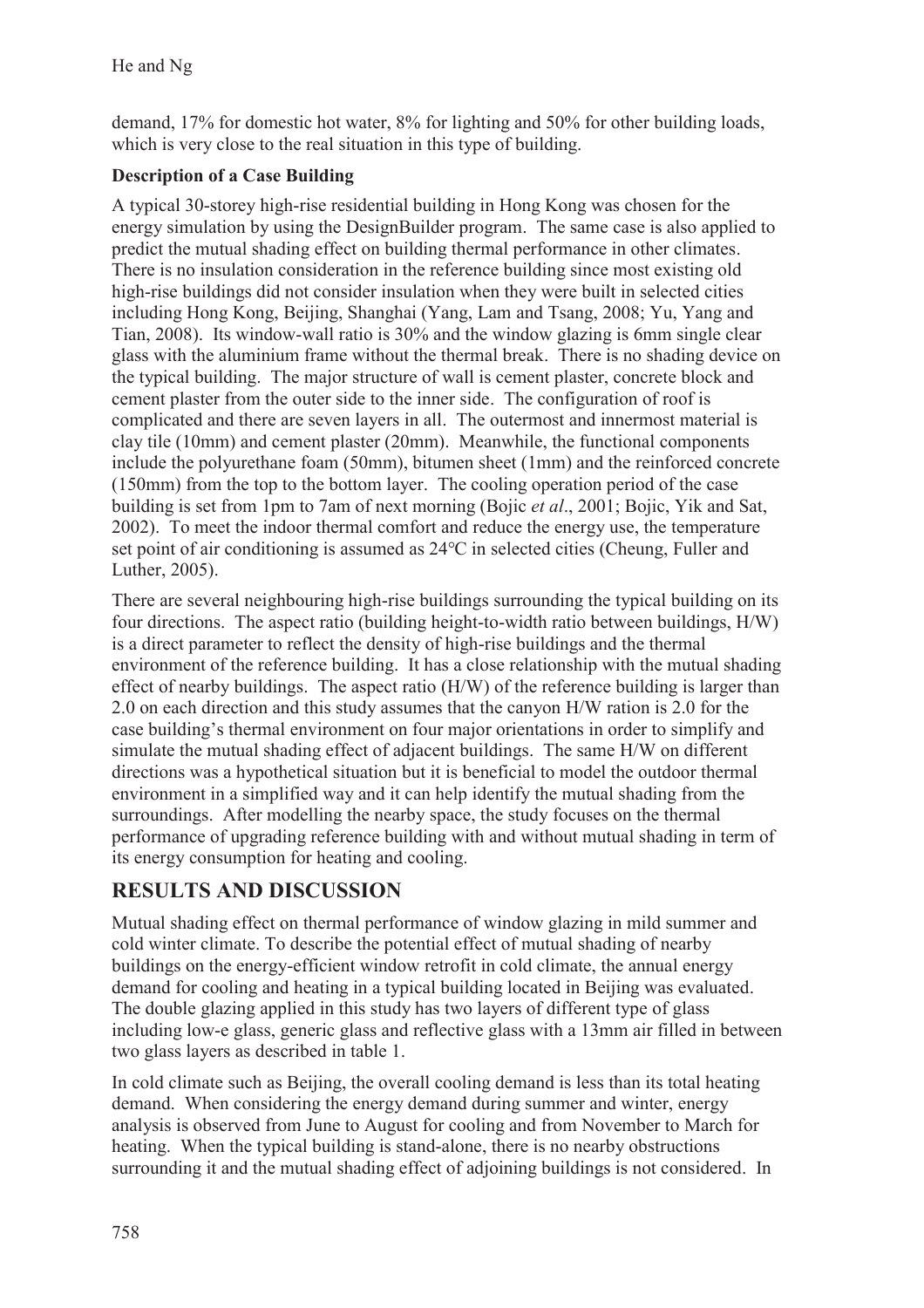demand, 17% for domestic hot water, 8% for lighting and 50% for other building loads, which is very close to the real situation in this type of building.

**Description of a Case Building**

A typical 30-storey high-rise residential building in Hong Kong was chosen for the energy simulation by using the DesignBuilder program. The same case is also applied to predict the mutual shading effect on building thermal performance in other climates. There is no insulation consideration in the reference building since most existing old high-rise buildings did not consider insulation when they were built in selected cities including Hong Kong, Beijing, Shanghai (Yang, Lam and Tsang, 2008; Yu, Yang and Tian, 2008). Its window-wall ratio is 30% and the window glazing is 6mm single clear glass with the aluminium frame without the thermal break. There is no shading device on the typical building. The major structure of wall is cement plaster, concrete block and cement plaster from the outer side to the inner side. The configuration of roof is complicated and there are seven layers in all. The outermost and innermost material is clay tile (10mm) and cement plaster (20mm). Meanwhile, the functional components include the polyurethane foam (50mm), bitumen sheet (1mm) and the reinforced concrete (150mm) from the top to the bottom layer. The cooling operation period of the case building is set from 1pm to 7am of next morning (Bojic *et al*., 2001; Bojic, Yik and Sat, 2002). To meet the indoor thermal comfort and reduce the energy use, the temperature set point of air conditioning is assumed as 24°C in selected cities (Cheung, Fuller and Luther, 2005).

There are several neighbouring high-rise buildings surrounding the typical building on its four directions. The aspect ratio (building height-to-width ratio between buildings, H/W) is a direct parameter to reflect the density of high-rise buildings and the thermal environment of the reference building. It has a close relationship with the mutual shading effect of nearby buildings. The aspect ratio (H/W) of the reference building is larger than 2.0 on each direction and this study assumes that the canyon H/W ration is 2.0 for the case building's thermal environment on four major orientations in order to simplify and simulate the mutual shading effect of adjacent buildings. The same H/W on different directions was a hypothetical situation but it is beneficial to model the outdoor thermal environment in a simplified way and it can help identify the mutual shading from the surroundings. After modelling the nearby space, the study focuses on the thermal performance of upgrading reference building with and without mutual shading in term of its energy consumption for heating and cooling.

## RESULTS AND DISCUSSION

Mutual shading effect on thermal performance of window glazing in mild summer and cold winter climate. To describe the potential effect of mutual shading of nearby buildings on the energy-efficient window retrofit in cold climate, the annual energy demand for cooling and heating in a typical building located in Beijing was evaluated. The double glazing applied in this study has two layers of different type of glass including low-e glass, generic glass and reflective glass with a 13mm air filled in between two glass layers as described in table 1.

In cold climate such as Beijing, the overall cooling demand is less than its total heating demand. When considering the energy demand during summer and winter, energy analysis is observed from June to August for cooling and from November to March for heating. When the typical building is stand-alone, there is no nearby obstructions surrounding it and the mutual shading effect of adjoining buildings is not considered. In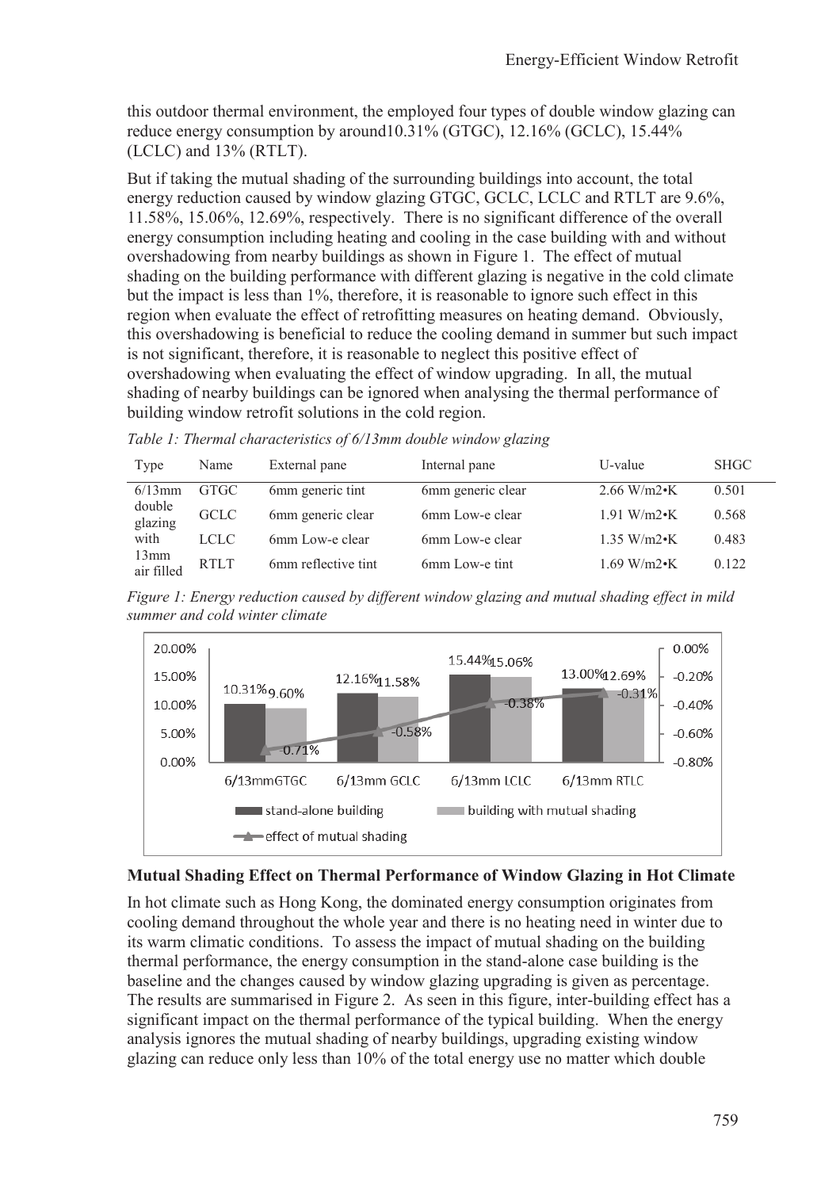this outdoor thermal environment, the employed four types of double window glazing can reduce energy consumption by around10.31% (GTGC), 12.16% (GCLC), 15.44% (LCLC) and 13% (RTLT).

But if taking the mutual shading of the surrounding buildings into account, the total energy reduction caused by window glazing GTGC, GCLC, LCLC and RTLT are 9.6%, 11.58%, 15.06%, 12.69%, respectively. There is no significant difference of the overall energy consumption including heating and cooling in the case building with and without overshadowing from nearby buildings as shown in Figure 1. The effect of mutual shading on the building performance with different glazing is negative in the cold climate but the impact is less than 1%, therefore, it is reasonable to ignore such effect in this region when evaluate the effect of retrofitting measures on heating demand. Obviously, this overshadowing is beneficial to reduce the cooling demand in summer but such impact is not significant, therefore, it is reasonable to neglect this positive effect of overshadowing when evaluating the effect of window upgrading. In all, the mutual shading of nearby buildings can be ignored when analysing the thermal performance of building window retrofit solutions in the cold region.

*Table 1: Thermal characteristics of 6/13mm double window glazing*

| Type | Name | External pane | Internal pane | U-value | SHGC |
|---|---|---|---|---|---|
| 6/13mm double glazing with 13mm air filled | GTGC | 6mm generic tint | 6mm generic clear | 2.66 W/m2•K | 0.501 |
| | GCLC | 6mm generic clear | 6mm Low-e clear | 1.91 W/m2•K | 0.568 |
| | LCLC | 6mm Low-e clear | 6mm Low-e clear | 1.35 W/m2•K | 0.483 |
| | RTLT | 6mm reflective tint | 6mm Low-e tint | 1.69 W/m2•K | 0.122 |

*Figure 1: Energy reduction caused by different window glazing and mutual shading effect in mild summer and cold winter climate*

### Mutual Shading Effect on Thermal Performance of Window Glazing in Hot Climate

In hot climate such as Hong Kong, the dominated energy consumption originates from cooling demand throughout the whole year and there is no heating need in winter due to its warm climatic conditions. To assess the impact of mutual shading on the building thermal performance, the energy consumption in the stand-alone case building is the baseline and the changes caused by window glazing upgrading is given as percentage. The results are summarised in Figure 2. As seen in this figure, inter-building effect has a significant impact on the thermal performance of the typical building. When the energy analysis ignores the mutual shading of nearby buildings, upgrading existing window glazing can reduce only less than 10% of the total energy use no matter which double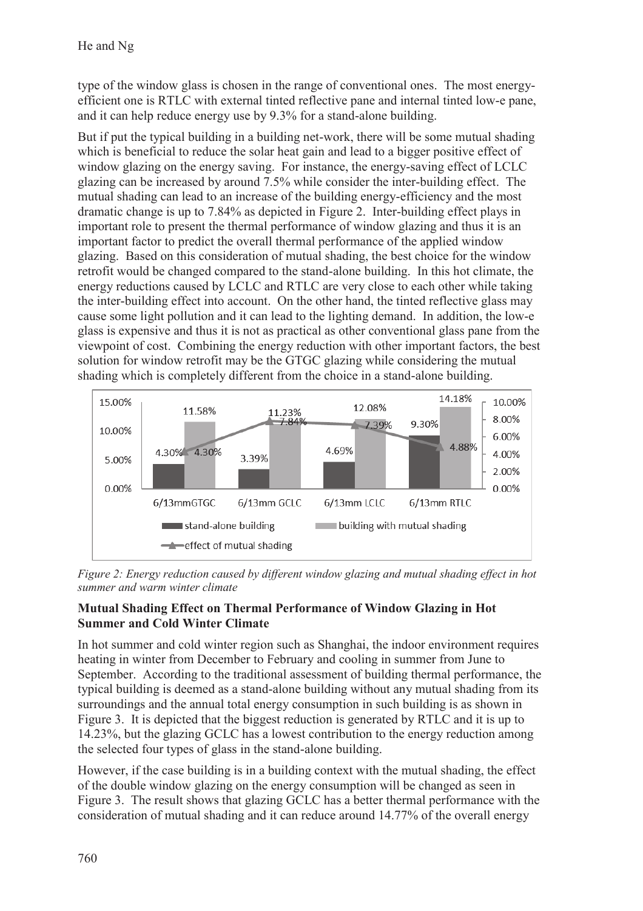type of the window glass is chosen in the range of conventional ones. The most energy-efficient one is RTLC with external tinted reflective pane and internal tinted low-e pane, and it can help reduce energy use by 9.3% for a stand-alone building.

But if put the typical building in a building net-work, there will be some mutual shading which is beneficial to reduce the solar heat gain and lead to a bigger positive effect of window glazing on the energy saving. For instance, the energy-saving effect of LCLC glazing can be increased by around 7.5% while consider the inter-building effect. The mutual shading can lead to an increase of the building energy-efficiency and the most dramatic change is up to 7.84% as depicted in Figure 2. Inter-building effect plays in important role to present the thermal performance of window glazing and thus it is an important factor to predict the overall thermal performance of the applied window glazing. Based on this consideration of mutual shading, the best choice for the window retrofit would be changed compared to the stand-alone building. In this hot climate, the energy reductions caused by LCLC and RTLC are very close to each other while taking the inter-building effect into account. On the other hand, the tinted reflective glass may cause some light pollution and it can lead to the lighting demand. In addition, the low-e glass is expensive and thus it is not as practical as other conventional glass pane from the viewpoint of cost. Combining the energy reduction with other important factors, the best solution for window retrofit may be the GTGC glazing while considering the mutual shading which is completely different from the choice in a stand-alone building.

| | 6/13mmGTGC | 6/13mm GCLC | 6/13mm LCLC | 6/13mm RTLC |
|---|---|---|---|---|
| stand-alone building | 4.30% | 3.39% | 4.69% | 9.30% |
| building with mutual shading | 11.58% | 11.23% | 12.08% | 14.18% |
| effect of mutual shading | 4.30% | 7.84% | 7.39% | 4.88% |

*Figure 2: Energy reduction caused by different window glazing and mutual shading effect in hot summer and warm winter climate*

**Mutual Shading Effect on Thermal Performance of Window Glazing in Hot Summer and Cold Winter Climate**

In hot summer and cold winter region such as Shanghai, the indoor environment requires heating in winter from December to February and cooling in summer from June to September. According to the traditional assessment of building thermal performance, the typical building is deemed as a stand-alone building without any mutual shading from its surroundings and the annual total energy consumption in such building is as shown in Figure 3. It is depicted that the biggest reduction is generated by RTLC and it is up to 14.23%, but the glazing GCLC has a lowest contribution to the energy reduction among the selected four types of glass in the stand-alone building.

However, if the case building is in a building context with the mutual shading, the effect of the double window glazing on the energy consumption will be changed as seen in Figure 3. The result shows that glazing GCLC has a better thermal performance with the consideration of mutual shading and it can reduce around 14.77% of the overall energy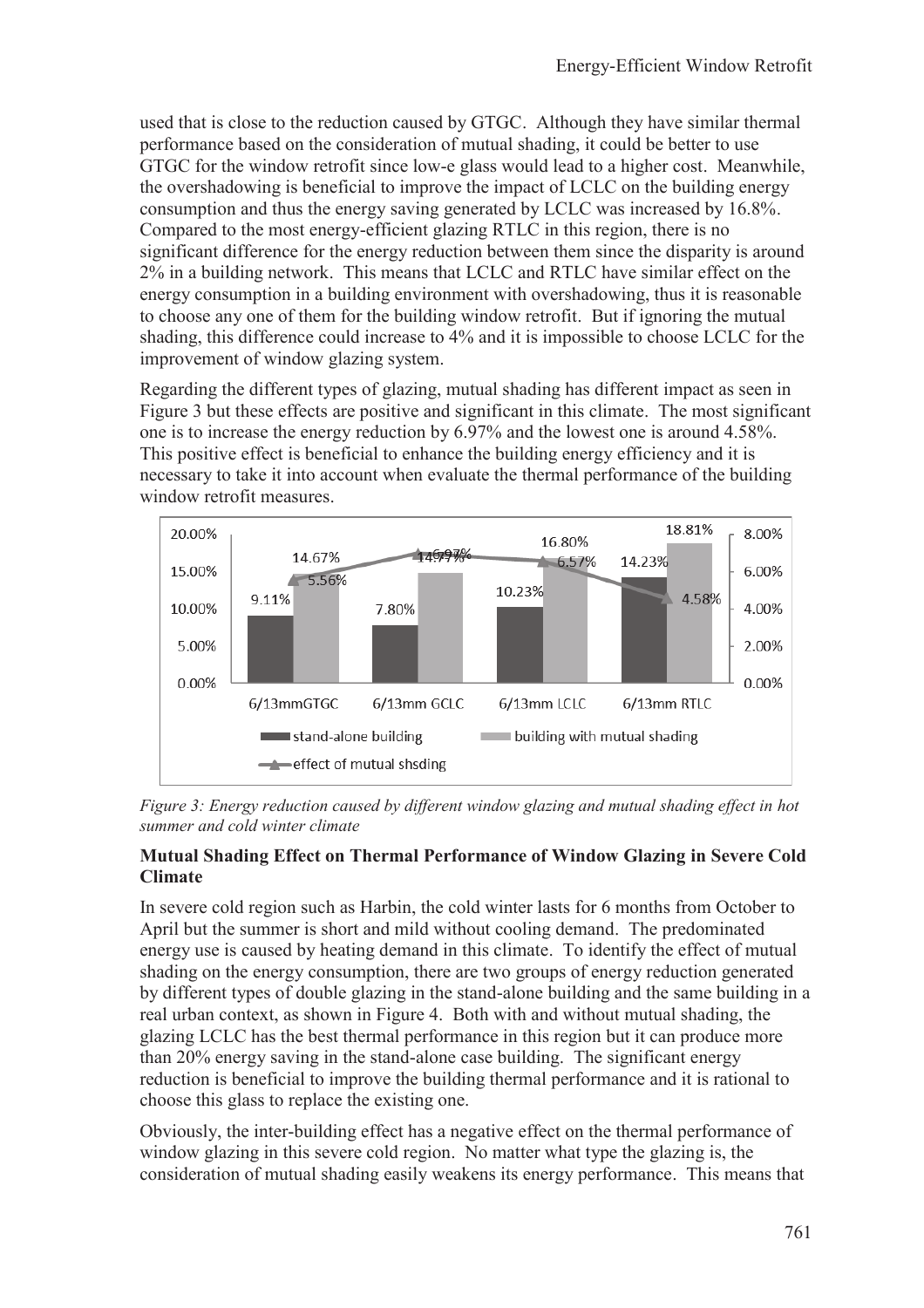used that is close to the reduction caused by GTGC. Although they have similar thermal performance based on the consideration of mutual shading, it could be better to use GTGC for the window retrofit since low-e glass would lead to a higher cost. Meanwhile, the overshadowing is beneficial to improve the impact of LCLC on the building energy consumption and thus the energy saving generated by LCLC was increased by 16.8%. Compared to the most energy-efficient glazing RTLC in this region, there is no significant difference for the energy reduction between them since the disparity is around 2% in a building network. This means that LCLC and RTLC have similar effect on the energy consumption in a building environment with overshadowing, thus it is reasonable to choose any one of them for the building window retrofit. But if ignoring the mutual shading, this difference could increase to 4% and it is impossible to choose LCLC for the improvement of window glazing system.

Regarding the different types of glazing, mutual shading has different impact as seen in Figure 3 but these effects are positive and significant in this climate. The most significant one is to increase the energy reduction by 6.97% and the lowest one is around 4.58%. This positive effect is beneficial to enhance the building energy efficiency and it is necessary to take it into account when evaluate the thermal performance of the building window retrofit measures.

| | 6/13mmGTGC | 6/13mm GCLC | 6/13mm LCLC | 6/13mm RTLC |
|---|---|---|---|---|
| stand-alone building | 9.11% | 7.80% | 10.23% | 14.23% |
| building with mutual shading | 14.67% | 14.77% | 16.80% | 18.81% |
| effect of mutual shsding | 5.56% | 6.97% | 6.57% | 4.58% |

*Figure 3: Energy reduction caused by different window glazing and mutual shading effect in hot summer and cold winter climate*

**Mutual Shading Effect on Thermal Performance of Window Glazing in Severe Cold Climate**

In severe cold region such as Harbin, the cold winter lasts for 6 months from October to April but the summer is short and mild without cooling demand. The predominated energy use is caused by heating demand in this climate. To identify the effect of mutual shading on the energy consumption, there are two groups of energy reduction generated by different types of double glazing in the stand-alone building and the same building in a real urban context, as shown in Figure 4. Both with and without mutual shading, the glazing LCLC has the best thermal performance in this region but it can produce more than 20% energy saving in the stand-alone case building. The significant energy reduction is beneficial to improve the building thermal performance and it is rational to choose this glass to replace the existing one.

Obviously, the inter-building effect has a negative effect on the thermal performance of window glazing in this severe cold region. No matter what type the glazing is, the consideration of mutual shading easily weakens its energy performance. This means that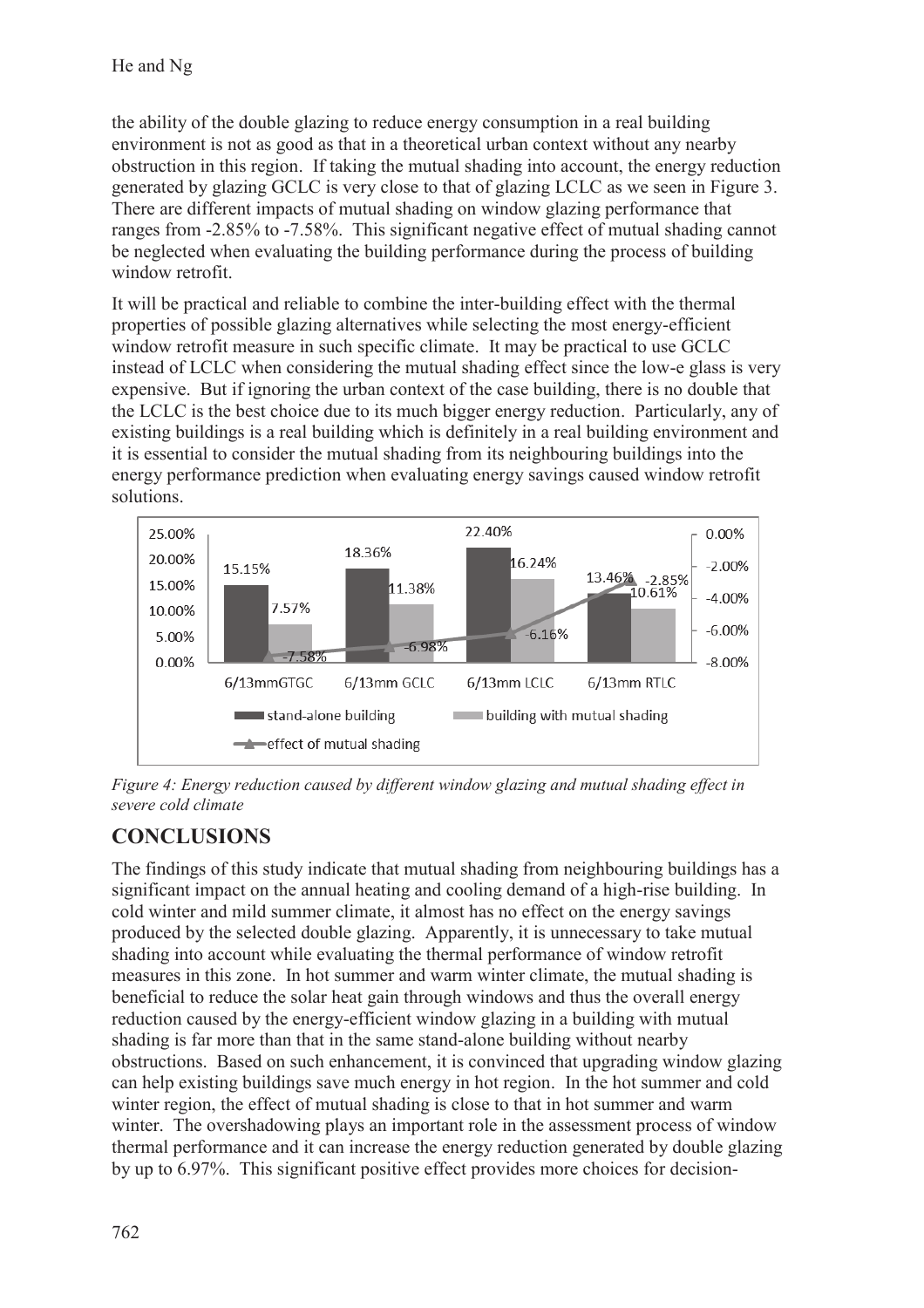the ability of the double glazing to reduce energy consumption in a real building environment is not as good as that in a theoretical urban context without any nearby obstruction in this region. If taking the mutual shading into account, the energy reduction generated by glazing GCLC is very close to that of glazing LCLC as we seen in Figure 3. There are different impacts of mutual shading on window glazing performance that ranges from -2.85% to -7.58%. This significant negative effect of mutual shading cannot be neglected when evaluating the building performance during the process of building window retrofit.

It will be practical and reliable to combine the inter-building effect with the thermal properties of possible glazing alternatives while selecting the most energy-efficient window retrofit measure in such specific climate. It may be practical to use GCLC instead of LCLC when considering the mutual shading effect since the low-e glass is very expensive. But if ignoring the urban context of the case building, there is no double that the LCLC is the best choice due to its much bigger energy reduction. Particularly, any of existing buildings is a real building which is definitely in a real building environment and it is essential to consider the mutual shading from its neighbouring buildings into the energy performance prediction when evaluating energy savings caused window retrofit solutions.

*Figure 4: Energy reduction caused by different window glazing and mutual shading effect in severe cold climate*

## CONCLUSIONS

The findings of this study indicate that mutual shading from neighbouring buildings has a significant impact on the annual heating and cooling demand of a high-rise building. In cold winter and mild summer climate, it almost has no effect on the energy savings produced by the selected double glazing. Apparently, it is unnecessary to take mutual shading into account while evaluating the thermal performance of window retrofit measures in this zone. In hot summer and warm winter climate, the mutual shading is beneficial to reduce the solar heat gain through windows and thus the overall energy reduction caused by the energy-efficient window glazing in a building with mutual shading is far more than that in the same stand-alone building without nearby obstructions. Based on such enhancement, it is convinced that upgrading window glazing can help existing buildings save much energy in hot region. In the hot summer and cold winter region, the effect of mutual shading is close to that in hot summer and warm winter. The overshadowing plays an important role in the assessment process of window thermal performance and it can increase the energy reduction generated by double glazing by up to 6.97%. This significant positive effect provides more choices for decision-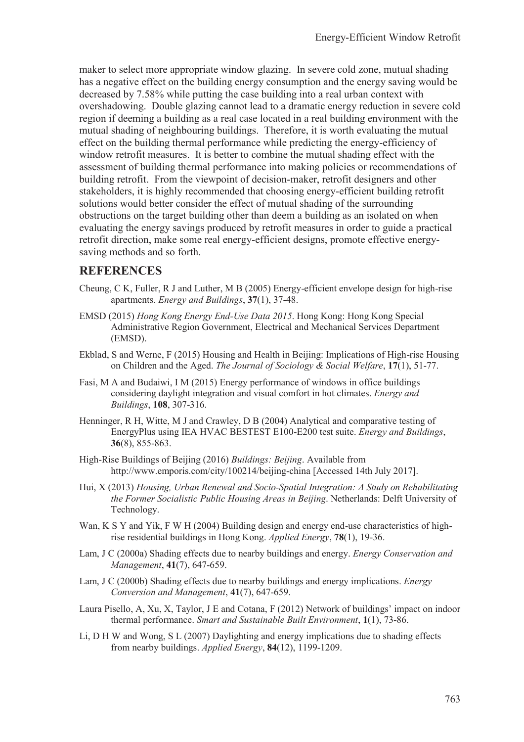maker to select more appropriate window glazing. In severe cold zone, mutual shading has a negative effect on the building energy consumption and the energy saving would be decreased by 7.58% while putting the case building into a real urban context with overshadowing. Double glazing cannot lead to a dramatic energy reduction in severe cold region if deeming a building as a real case located in a real building environment with the mutual shading of neighbouring buildings. Therefore, it is worth evaluating the mutual effect on the building thermal performance while predicting the energy-efficiency of window retrofit measures. It is better to combine the mutual shading effect with the assessment of building thermal performance into making policies or recommendations of building retrofit. From the viewpoint of decision-maker, retrofit designers and other stakeholders, it is highly recommended that choosing energy-efficient building retrofit solutions would better consider the effect of mutual shading of the surrounding obstructions on the target building other than deem a building as an isolated on when evaluating the energy savings produced by retrofit measures in order to guide a practical retrofit direction, make some real energy-efficient designs, promote effective energy-saving methods and so forth.

## REFERENCES

Cheung, C K, Fuller, R J and Luther, M B (2005) Energy-efficient envelope design for high-rise apartments. *Energy and Buildings*, **37**(1), 37-48.

EMSD (2015) *Hong Kong Energy End-Use Data 2015*. Hong Kong: Hong Kong Special Administrative Region Government, Electrical and Mechanical Services Department (EMSD).

Ekblad, S and Werne, F (2015) Housing and Health in Beijing: Implications of High-rise Housing on Children and the Aged. *The Journal of Sociology & Social Welfare*, **17**(1), 51-77.

Fasi, M A and Budaiwi, I M (2015) Energy performance of windows in office buildings considering daylight integration and visual comfort in hot climates. *Energy and Buildings*, **108**, 307-316.

Henninger, R H, Witte, M J and Crawley, D B (2004) Analytical and comparative testing of EnergyPlus using IEA HVAC BESTEST E100-E200 test suite. *Energy and Buildings*, **36**(8), 855-863.

High-Rise Buildings of Beijing (2016) *Buildings: Beijing*. Available from http://www.emporis.com/city/100214/beijing-china [Accessed 14th July 2017].

Hui, X (2013) *Housing, Urban Renewal and Socio-Spatial Integration: A Study on Rehabilitating the Former Socialistic Public Housing Areas in Beijing*. Netherlands: Delft University of Technology.

Wan, K S Y and Yik, F W H (2004) Building design and energy end-use characteristics of high-rise residential buildings in Hong Kong. *Applied Energy*, **78**(1), 19-36.

Lam, J C (2000a) Shading effects due to nearby buildings and energy. *Energy Conservation and Management*, **41**(7), 647-659.

Lam, J C (2000b) Shading effects due to nearby buildings and energy implications. *Energy Conversion and Management*, **41**(7), 647-659.

Laura Pisello, A, Xu, X, Taylor, J E and Cotana, F (2012) Network of buildings' impact on indoor thermal performance. *Smart and Sustainable Built Environment*, **1**(1), 73-86.

Li, D H W and Wong, S L (2007) Daylighting and energy implications due to shading effects from nearby buildings. *Applied Energy*, **84**(12), 1199-1209.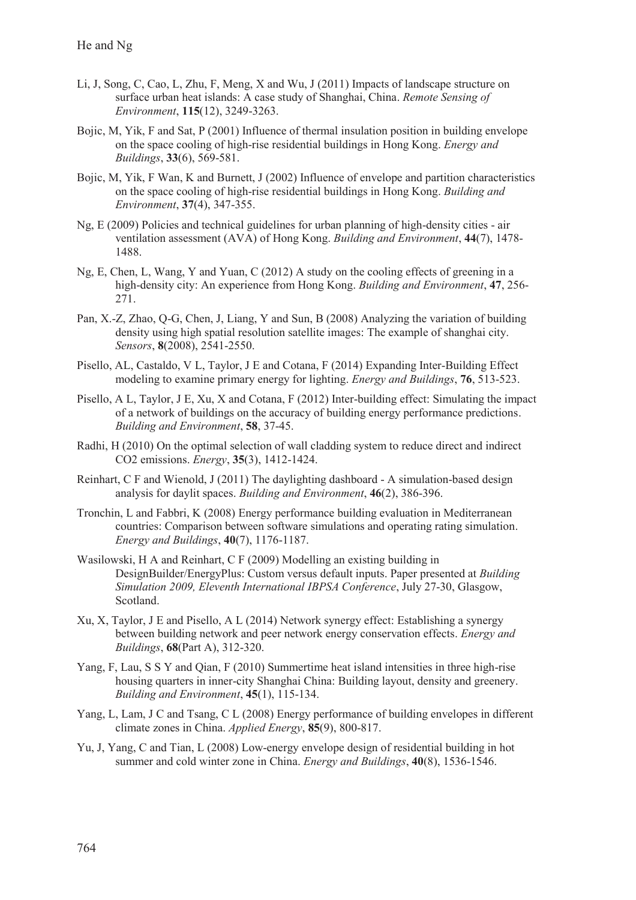Li, J, Song, C, Cao, L, Zhu, F, Meng, X and Wu, J (2011) Impacts of landscape structure on surface urban heat islands: A case study of Shanghai, China. *Remote Sensing of Environment*, **115**(12), 3249-3263.

Bojic, M, Yik, F and Sat, P (2001) Influence of thermal insulation position in building envelope on the space cooling of high-rise residential buildings in Hong Kong. *Energy and Buildings*, **33**(6), 569-581.

Bojic, M, Yik, F Wan, K and Burnett, J (2002) Influence of envelope and partition characteristics on the space cooling of high-rise residential buildings in Hong Kong. *Building and Environment*, **37**(4), 347-355.

Ng, E (2009) Policies and technical guidelines for urban planning of high-density cities - air ventilation assessment (AVA) of Hong Kong. *Building and Environment*, **44**(7), 1478-1488.

Ng, E, Chen, L, Wang, Y and Yuan, C (2012) A study on the cooling effects of greening in a high-density city: An experience from Hong Kong. *Building and Environment*, **47**, 256-271.

Pan, X.-Z, Zhao, Q-G, Chen, J, Liang, Y and Sun, B (2008) Analyzing the variation of building density using high spatial resolution satellite images: The example of shanghai city. *Sensors*, **8**(2008), 2541-2550.

Pisello, AL, Castaldo, V L, Taylor, J E and Cotana, F (2014) Expanding Inter-Building Effect modeling to examine primary energy for lighting. *Energy and Buildings*, **76**, 513-523.

Pisello, A L, Taylor, J E, Xu, X and Cotana, F (2012) Inter-building effect: Simulating the impact of a network of buildings on the accuracy of building energy performance predictions. *Building and Environment*, **58**, 37-45.

Radhi, H (2010) On the optimal selection of wall cladding system to reduce direct and indirect CO2 emissions. *Energy*, **35**(3), 1412-1424.

Reinhart, C F and Wienold, J (2011) The daylighting dashboard - A simulation-based design analysis for daylit spaces. *Building and Environment*, **46**(2), 386-396.

Tronchin, L and Fabbri, K (2008) Energy performance building evaluation in Mediterranean countries: Comparison between software simulations and operating rating simulation. *Energy and Buildings*, **40**(7), 1176-1187.

Wasilowski, H A and Reinhart, C F (2009) Modelling an existing building in DesignBuilder/EnergyPlus: Custom versus default inputs. Paper presented at *Building Simulation 2009, Eleventh International IBPSA Conference*, July 27-30, Glasgow, Scotland.

Xu, X, Taylor, J E and Pisello, A L (2014) Network synergy effect: Establishing a synergy between building network and peer network energy conservation effects. *Energy and Buildings*, **68**(Part A), 312-320.

Yang, F, Lau, S S Y and Qian, F (2010) Summertime heat island intensities in three high-rise housing quarters in inner-city Shanghai China: Building layout, density and greenery. *Building and Environment*, **45**(1), 115-134.

Yang, L, Lam, J C and Tsang, C L (2008) Energy performance of building envelopes in different climate zones in China. *Applied Energy*, **85**(9), 800-817.

Yu, J, Yang, C and Tian, L (2008) Low-energy envelope design of residential building in hot summer and cold winter zone in China. *Energy and Buildings*, **40**(8), 1536-1546.